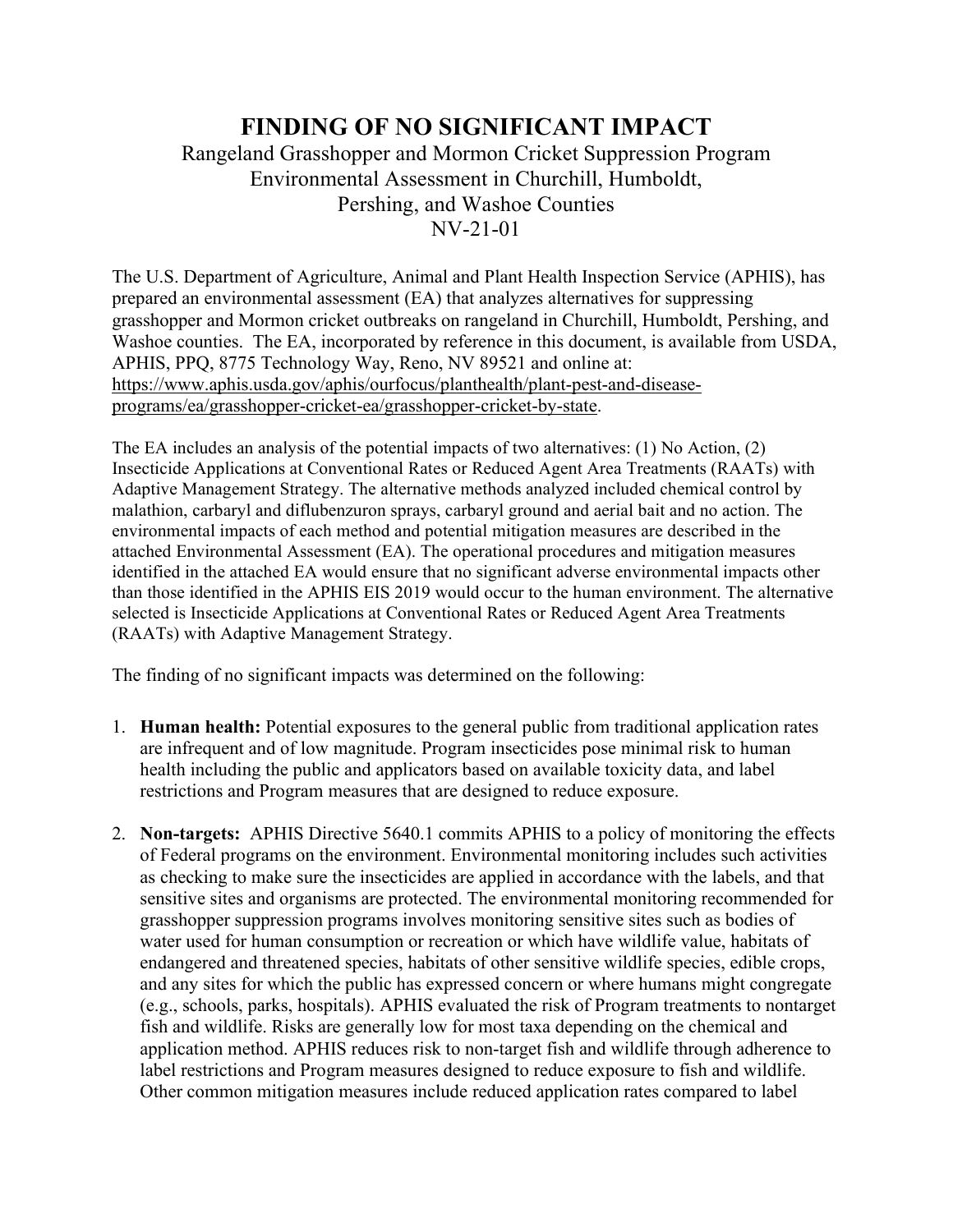# FINDING OF NO SIGNIFICANT IMPACT

Rangeland Grasshopper and Mormon Cricket Suppression Program
Environmental Assessment in Churchill, Humboldt,
Pershing, and Washoe Counties
NV-21-01

The U.S. Department of Agriculture, Animal and Plant Health Inspection Service (APHIS), has prepared an environmental assessment (EA) that analyzes alternatives for suppressing grasshopper and Mormon cricket outbreaks on rangeland in Churchill, Humboldt, Pershing, and Washoe counties. The EA, incorporated by reference in this document, is available from USDA, APHIS, PPQ, 8775 Technology Way, Reno, NV 89521 and online at: https://www.aphis.usda.gov/aphis/ourfocus/planthealth/plant-pest-and-disease-programs/ea/grasshopper-cricket-ea/grasshopper-cricket-by-state.

The EA includes an analysis of the potential impacts of two alternatives: (1) No Action, (2) Insecticide Applications at Conventional Rates or Reduced Agent Area Treatments (RAATs) with Adaptive Management Strategy. The alternative methods analyzed included chemical control by malathion, carbaryl and diflubenzuron sprays, carbaryl ground and aerial bait and no action. The environmental impacts of each method and potential mitigation measures are described in the attached Environmental Assessment (EA). The operational procedures and mitigation measures identified in the attached EA would ensure that no significant adverse environmental impacts other than those identified in the APHIS EIS 2019 would occur to the human environment. The alternative selected is Insecticide Applications at Conventional Rates or Reduced Agent Area Treatments (RAATs) with Adaptive Management Strategy.

The finding of no significant impacts was determined on the following:

1. **Human health:** Potential exposures to the general public from traditional application rates are infrequent and of low magnitude. Program insecticides pose minimal risk to human health including the public and applicators based on available toxicity data, and label restrictions and Program measures that are designed to reduce exposure.

2. **Non-targets:** APHIS Directive 5640.1 commits APHIS to a policy of monitoring the effects of Federal programs on the environment. Environmental monitoring includes such activities as checking to make sure the insecticides are applied in accordance with the labels, and that sensitive sites and organisms are protected. The environmental monitoring recommended for grasshopper suppression programs involves monitoring sensitive sites such as bodies of water used for human consumption or recreation or which have wildlife value, habitats of endangered and threatened species, habitats of other sensitive wildlife species, edible crops, and any sites for which the public has expressed concern or where humans might congregate (e.g., schools, parks, hospitals). APHIS evaluated the risk of Program treatments to nontarget fish and wildlife. Risks are generally low for most taxa depending on the chemical and application method. APHIS reduces risk to non-target fish and wildlife through adherence to label restrictions and Program measures designed to reduce exposure to fish and wildlife. Other common mitigation measures include reduced application rates compared to label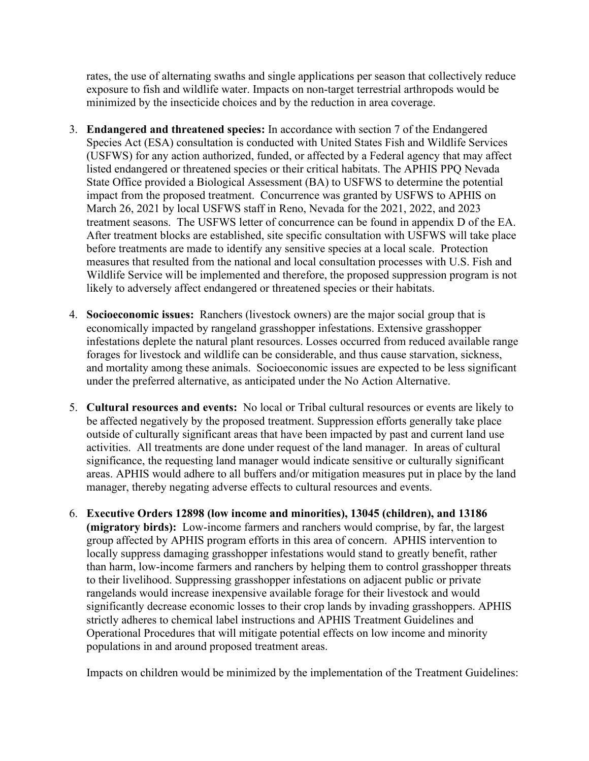rates, the use of alternating swaths and single applications per season that collectively reduce exposure to fish and wildlife water. Impacts on non-target terrestrial arthropods would be minimized by the insecticide choices and by the reduction in area coverage.

3. **Endangered and threatened species:** In accordance with section 7 of the Endangered Species Act (ESA) consultation is conducted with United States Fish and Wildlife Services (USFWS) for any action authorized, funded, or affected by a Federal agency that may affect listed endangered or threatened species or their critical habitats. The APHIS PPQ Nevada State Office provided a Biological Assessment (BA) to USFWS to determine the potential impact from the proposed treatment. Concurrence was granted by USFWS to APHIS on March 26, 2021 by local USFWS staff in Reno, Nevada for the 2021, 2022, and 2023 treatment seasons. The USFWS letter of concurrence can be found in appendix D of the EA. After treatment blocks are established, site specific consultation with USFWS will take place before treatments are made to identify any sensitive species at a local scale. Protection measures that resulted from the national and local consultation processes with U.S. Fish and Wildlife Service will be implemented and therefore, the proposed suppression program is not likely to adversely affect endangered or threatened species or their habitats.

4. **Socioeconomic issues:** Ranchers (livestock owners) are the major social group that is economically impacted by rangeland grasshopper infestations. Extensive grasshopper infestations deplete the natural plant resources. Losses occurred from reduced available range forages for livestock and wildlife can be considerable, and thus cause starvation, sickness, and mortality among these animals. Socioeconomic issues are expected to be less significant under the preferred alternative, as anticipated under the No Action Alternative.

5. **Cultural resources and events:** No local or Tribal cultural resources or events are likely to be affected negatively by the proposed treatment. Suppression efforts generally take place outside of culturally significant areas that have been impacted by past and current land use activities. All treatments are done under request of the land manager. In areas of cultural significance, the requesting land manager would indicate sensitive or culturally significant areas. APHIS would adhere to all buffers and/or mitigation measures put in place by the land manager, thereby negating adverse effects to cultural resources and events.

6. **Executive Orders 12898 (low income and minorities), 13045 (children), and 13186 (migratory birds):** Low-income farmers and ranchers would comprise, by far, the largest group affected by APHIS program efforts in this area of concern. APHIS intervention to locally suppress damaging grasshopper infestations would stand to greatly benefit, rather than harm, low-income farmers and ranchers by helping them to control grasshopper threats to their livelihood. Suppressing grasshopper infestations on adjacent public or private rangelands would increase inexpensive available forage for their livestock and would significantly decrease economic losses to their crop lands by invading grasshoppers. APHIS strictly adheres to chemical label instructions and APHIS Treatment Guidelines and Operational Procedures that will mitigate potential effects on low income and minority populations in and around proposed treatment areas.

   Impacts on children would be minimized by the implementation of the Treatment Guidelines: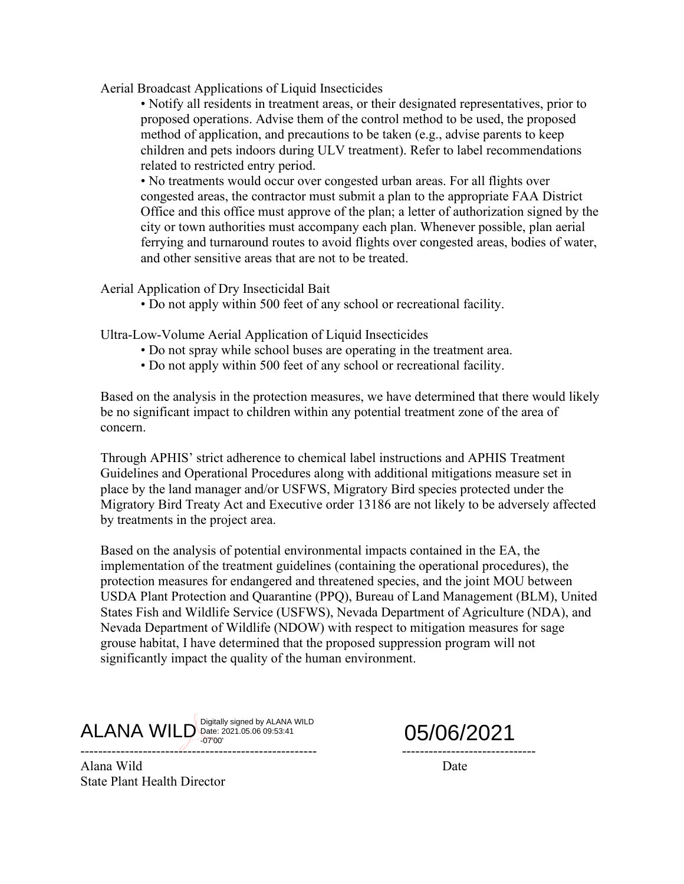Aerial Broadcast Applications of Liquid Insecticides

- Notify all residents in treatment areas, or their designated representatives, prior to proposed operations. Advise them of the control method to be used, the proposed method of application, and precautions to be taken (e.g., advise parents to keep children and pets indoors during ULV treatment). Refer to label recommendations related to restricted entry period.
- No treatments would occur over congested urban areas. For all flights over congested areas, the contractor must submit a plan to the appropriate FAA District Office and this office must approve of the plan; a letter of authorization signed by the city or town authorities must accompany each plan. Whenever possible, plan aerial ferrying and turnaround routes to avoid flights over congested areas, bodies of water, and other sensitive areas that are not to be treated.

Aerial Application of Dry Insecticidal Bait

- Do not apply within 500 feet of any school or recreational facility.

Ultra-Low-Volume Aerial Application of Liquid Insecticides

- Do not spray while school buses are operating in the treatment area.
- Do not apply within 500 feet of any school or recreational facility.

Based on the analysis in the protection measures, we have determined that there would likely be no significant impact to children within any potential treatment zone of the area of concern.

Through APHIS' strict adherence to chemical label instructions and APHIS Treatment Guidelines and Operational Procedures along with additional mitigations measure set in place by the land manager and/or USFWS, Migratory Bird species protected under the Migratory Bird Treaty Act and Executive order 13186 are not likely to be adversely affected by treatments in the project area.

Based on the analysis of potential environmental impacts contained in the EA, the implementation of the treatment guidelines (containing the operational procedures), the protection measures for endangered and threatened species, and the joint MOU between USDA Plant Protection and Quarantine (PPQ), Bureau of Land Management (BLM), United States Fish and Wildlife Service (USFWS), Nevada Department of Agriculture (NDA), and Nevada Department of Wildlife (NDOW) with respect to mitigation measures for sage grouse habitat, I have determined that the proposed suppression program will not significantly impact the quality of the human environment.

ALANA WILD Digitally signed by ALANA WILD Date: 2021.05.06 09:53:41 -07'00'

05/06/2021

---------------------------------------------------- ------------------------------

Alana Wild
State Plant Health Director

Date